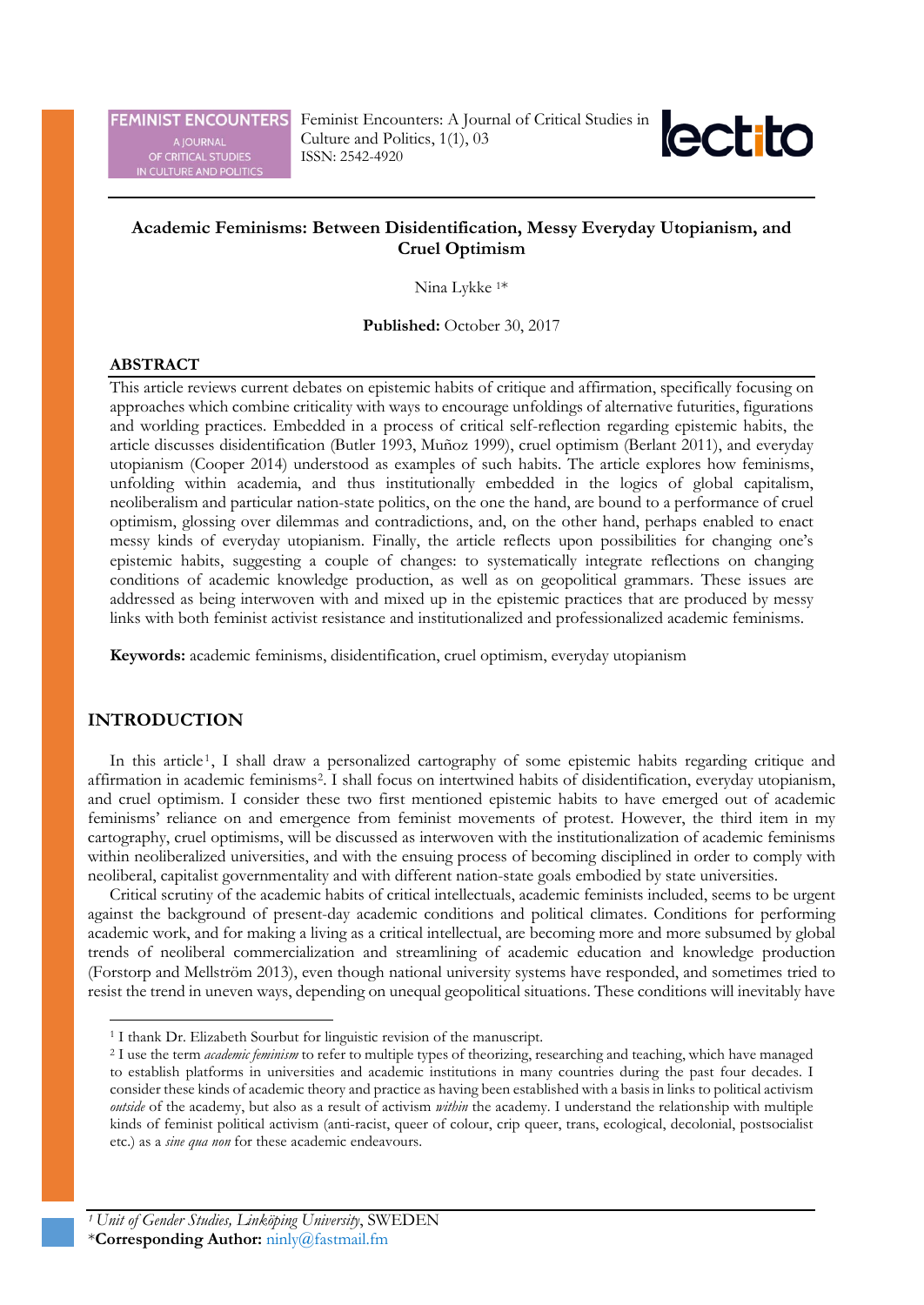# Academic Feminisms: Between Disidentification, Messy Everyday Utopianism, and Cruel Optimism

Nina Lykke [1]*

**Published:** October 30, 2017

## ABSTRACT

This article reviews current debates on epistemic habits of critique and affirmation, specifically focusing on approaches which combine criticality with ways to encourage unfoldings of alternative futurities, figurations and worlding practices. Embedded in a process of critical self-reflection regarding epistemic habits, the article discusses disidentification (Butler 1993, Muñoz 1999), cruel optimism (Berlant 2011), and everyday utopianism (Cooper 2014) understood as examples of such habits. The article explores how feminisms, unfolding within academia, and thus institutionally embedded in the logics of global capitalism, neoliberalism and particular nation-state politics, on the one the hand, are bound to a performance of cruel optimism, glossing over dilemmas and contradictions, and, on the other hand, perhaps enabled to enact messy kinds of everyday utopianism. Finally, the article reflects upon possibilities for changing one's epistemic habits, suggesting a couple of changes: to systematically integrate reflections on changing conditions of academic knowledge production, as well as on geopolitical grammars. These issues are addressed as being interwoven with and mixed up in the epistemic practices that are produced by messy links with both feminist activist resistance and institutionalized and professionalized academic feminisms.

**Keywords:** academic feminisms, disidentification, cruel optimism, everyday utopianism

## INTRODUCTION

In this article[1], I shall draw a personalized cartography of some epistemic habits regarding critique and affirmation in academic feminisms[2]. I shall focus on intertwined habits of disidentification, everyday utopianism, and cruel optimism. I consider these two first mentioned epistemic habits to have emerged out of academic feminisms' reliance on and emergence from feminist movements of protest. However, the third item in my cartography, cruel optimisms, will be discussed as interwoven with the institutionalization of academic feminisms within neoliberalized universities, and with the ensuing process of becoming disciplined in order to comply with neoliberal, capitalist governmentality and with different nation-state goals embodied by state universities.

Critical scrutiny of the academic habits of critical intellectuals, academic feminists included, seems to be urgent against the background of present-day academic conditions and political climates. Conditions for performing academic work, and for making a living as a critical intellectual, are becoming more and more subsumed by global trends of neoliberal commercialization and streamlining of academic education and knowledge production (Forstorp and Mellström 2013), even though national university systems have responded, and sometimes tried to resist the trend in uneven ways, depending on unequal geopolitical situations. These conditions will inevitably have

[1] I thank Dr. Elizabeth Sourbut for linguistic revision of the manuscript.

[2] I use the term *academic feminism* to refer to multiple types of theorizing, researching and teaching, which have managed to establish platforms in universities and academic institutions in many countries during the past four decades. I consider these kinds of academic theory and practice as having been established with a basis in links to political activism *outside* of the academy, but also as a result of activism *within* the academy. I understand the relationship with multiple kinds of feminist political activism (anti-racist, queer of colour, crip queer, trans, ecological, decolonial, postsocialist etc.) as a *sine qua non* for these academic endeavours.

[1] *Unit of Gender Studies, Linköping University*, SWEDEN

*__Corresponding Author:__ ninly@fastmail.fm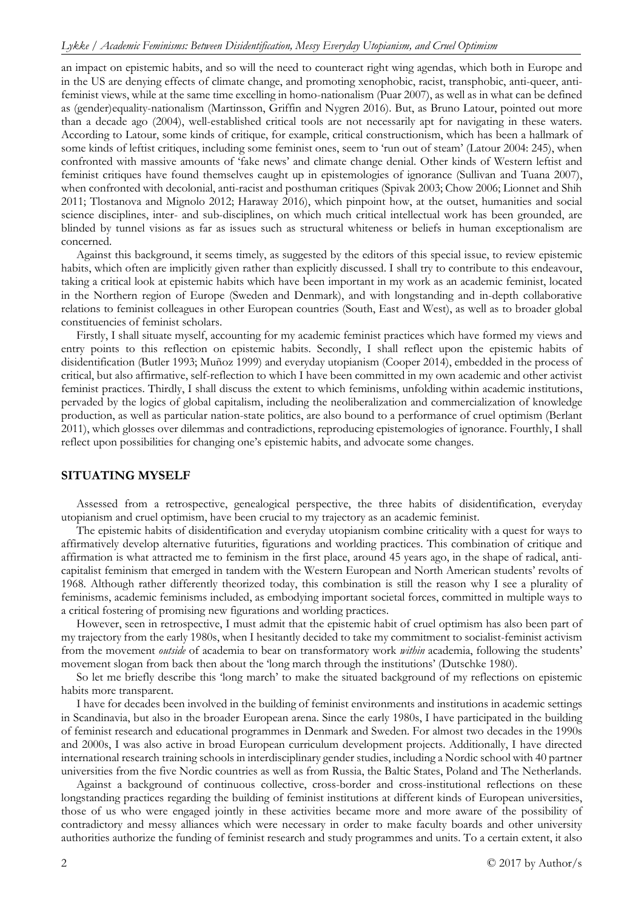an impact on epistemic habits, and so will the need to counteract right wing agendas, which both in Europe and in the US are denying effects of climate change, and promoting xenophobic, racist, transphobic, anti-queer, anti-feminist views, while at the same time excelling in homo-nationalism (Puar 2007), as well as in what can be defined as (gender)equality-nationalism (Martinsson, Griffin and Nygren 2016). But, as Bruno Latour, pointed out more than a decade ago (2004), well-established critical tools are not necessarily apt for navigating in these waters. According to Latour, some kinds of critique, for example, critical constructionism, which has been a hallmark of some kinds of leftist critiques, including some feminist ones, seem to 'run out of steam' (Latour 2004: 245), when confronted with massive amounts of 'fake news' and climate change denial. Other kinds of Western leftist and feminist critiques have found themselves caught up in epistemologies of ignorance (Sullivan and Tuana 2007), when confronted with decolonial, anti-racist and posthuman critiques (Spivak 2003; Chow 2006; Lionnet and Shih 2011; Tlostanova and Mignolo 2012; Haraway 2016), which pinpoint how, at the outset, humanities and social science disciplines, inter- and sub-disciplines, on which much critical intellectual work has been grounded, are blinded by tunnel visions as far as issues such as structural whiteness or beliefs in human exceptionalism are concerned.

Against this background, it seems timely, as suggested by the editors of this special issue, to review epistemic habits, which often are implicitly given rather than explicitly discussed. I shall try to contribute to this endeavour, taking a critical look at epistemic habits which have been important in my work as an academic feminist, located in the Northern region of Europe (Sweden and Denmark), and with longstanding and in-depth collaborative relations to feminist colleagues in other European countries (South, East and West), as well as to broader global constituencies of feminist scholars.

Firstly, I shall situate myself, accounting for my academic feminist practices which have formed my views and entry points to this reflection on epistemic habits. Secondly, I shall reflect upon the epistemic habits of disidentification (Butler 1993; Muñoz 1999) and everyday utopianism (Cooper 2014), embedded in the process of critical, but also affirmative, self-reflection to which I have been committed in my own academic and other activist feminist practices. Thirdly, I shall discuss the extent to which feminisms, unfolding within academic institutions, pervaded by the logics of global capitalism, including the neoliberalization and commercialization of knowledge production, as well as particular nation-state politics, are also bound to a performance of cruel optimism (Berlant 2011), which glosses over dilemmas and contradictions, reproducing epistemologies of ignorance. Fourthly, I shall reflect upon possibilities for changing one's epistemic habits, and advocate some changes.

## SITUATING MYSELF

Assessed from a retrospective, genealogical perspective, the three habits of disidentification, everyday utopianism and cruel optimism, have been crucial to my trajectory as an academic feminist.

The epistemic habits of disidentification and everyday utopianism combine criticality with a quest for ways to affirmatively develop alternative futurities, figurations and worlding practices. This combination of critique and affirmation is what attracted me to feminism in the first place, around 45 years ago, in the shape of radical, anti-capitalist feminism that emerged in tandem with the Western European and North American students' revolts of 1968. Although rather differently theorized today, this combination is still the reason why I see a plurality of feminisms, academic feminisms included, as embodying important societal forces, committed in multiple ways to a critical fostering of promising new figurations and worlding practices.

However, seen in retrospective, I must admit that the epistemic habit of cruel optimism has also been part of my trajectory from the early 1980s, when I hesitantly decided to take my commitment to socialist-feminist activism from the movement *outside* of academia to bear on transformatory work *within* academia, following the students' movement slogan from back then about the 'long march through the institutions' (Dutschke 1980).

So let me briefly describe this 'long march' to make the situated background of my reflections on epistemic habits more transparent.

I have for decades been involved in the building of feminist environments and institutions in academic settings in Scandinavia, but also in the broader European arena. Since the early 1980s, I have participated in the building of feminist research and educational programmes in Denmark and Sweden. For almost two decades in the 1990s and 2000s, I was also active in broad European curriculum development projects. Additionally, I have directed international research training schools in interdisciplinary gender studies, including a Nordic school with 40 partner universities from the five Nordic countries as well as from Russia, the Baltic States, Poland and The Netherlands.

Against a background of continuous collective, cross-border and cross-institutional reflections on these longstanding practices regarding the building of feminist institutions at different kinds of European universities, those of us who were engaged jointly in these activities became more and more aware of the possibility of contradictory and messy alliances which were necessary in order to make faculty boards and other university authorities authorize the funding of feminist research and study programmes and units. To a certain extent, it also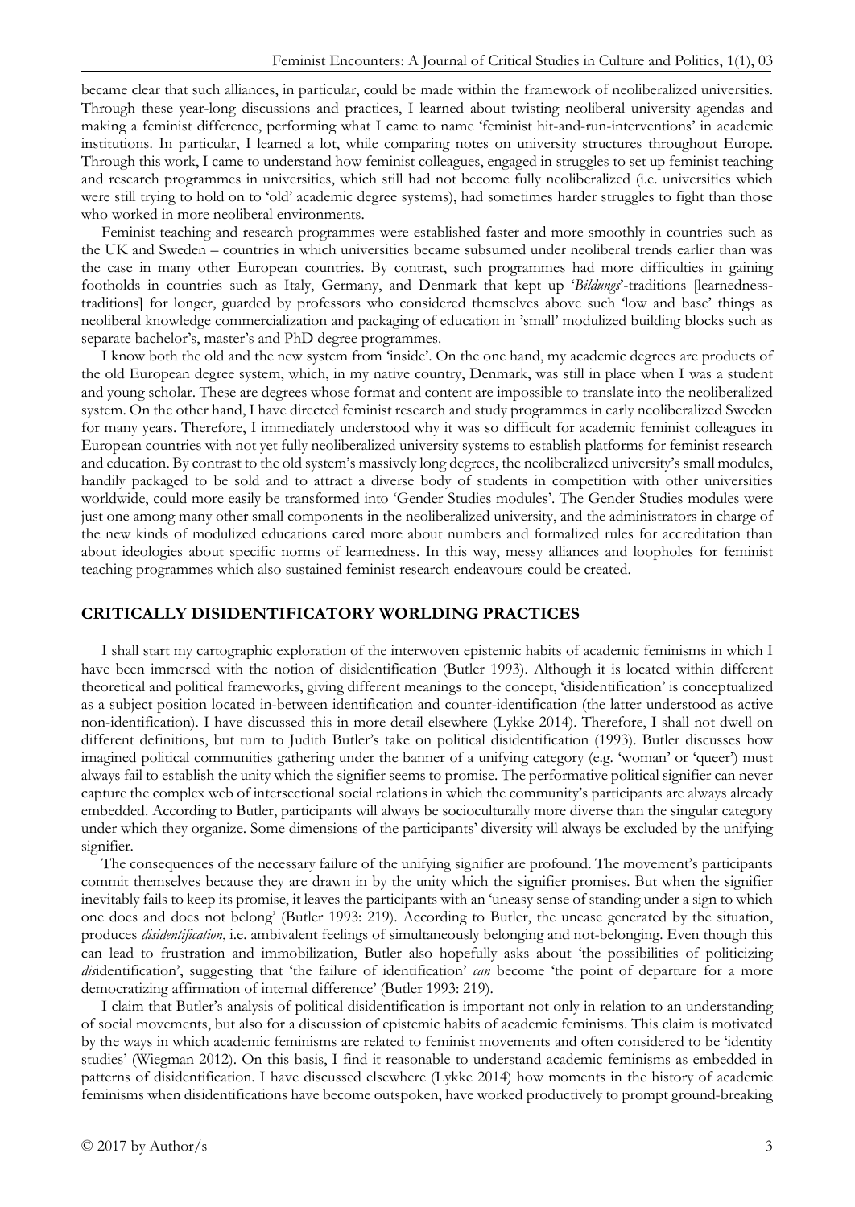became clear that such alliances, in particular, could be made within the framework of neoliberalized universities. Through these year-long discussions and practices, I learned about twisting neoliberal university agendas and making a feminist difference, performing what I came to name 'feminist hit-and-run-interventions' in academic institutions. In particular, I learned a lot, while comparing notes on university structures throughout Europe. Through this work, I came to understand how feminist colleagues, engaged in struggles to set up feminist teaching and research programmes in universities, which still had not become fully neoliberalized (i.e. universities which were still trying to hold on to 'old' academic degree systems), had sometimes harder struggles to fight than those who worked in more neoliberal environments.

Feminist teaching and research programmes were established faster and more smoothly in countries such as the UK and Sweden – countries in which universities became subsumed under neoliberal trends earlier than was the case in many other European countries. By contrast, such programmes had more difficulties in gaining footholds in countries such as Italy, Germany, and Denmark that kept up '*Bildungs*'-traditions [learnedness-traditions] for longer, guarded by professors who considered themselves above such 'low and base' things as neoliberal knowledge commercialization and packaging of education in 'small' modulized building blocks such as separate bachelor's, master's and PhD degree programmes.

I know both the old and the new system from 'inside'. On the one hand, my academic degrees are products of the old European degree system, which, in my native country, Denmark, was still in place when I was a student and young scholar. These are degrees whose format and content are impossible to translate into the neoliberalized system. On the other hand, I have directed feminist research and study programmes in early neoliberalized Sweden for many years. Therefore, I immediately understood why it was so difficult for academic feminist colleagues in European countries with not yet fully neoliberalized university systems to establish platforms for feminist research and education. By contrast to the old system's massively long degrees, the neoliberalized university's small modules, handily packaged to be sold and to attract a diverse body of students in competition with other universities worldwide, could more easily be transformed into 'Gender Studies modules'. The Gender Studies modules were just one among many other small components in the neoliberalized university, and the administrators in charge of the new kinds of modulized educations cared more about numbers and formalized rules for accreditation than about ideologies about specific norms of learnedness. In this way, messy alliances and loopholes for feminist teaching programmes which also sustained feminist research endeavours could be created.

## CRITICALLY DISIDENTIFICATORY WORLDING PRACTICES

I shall start my cartographic exploration of the interwoven epistemic habits of academic feminisms in which I have been immersed with the notion of disidentification (Butler 1993). Although it is located within different theoretical and political frameworks, giving different meanings to the concept, 'disidentification' is conceptualized as a subject position located in-between identification and counter-identification (the latter understood as active non-identification). I have discussed this in more detail elsewhere (Lykke 2014). Therefore, I shall not dwell on different definitions, but turn to Judith Butler's take on political disidentification (1993). Butler discusses how imagined political communities gathering under the banner of a unifying category (e.g. 'woman' or 'queer') must always fail to establish the unity which the signifier seems to promise. The performative political signifier can never capture the complex web of intersectional social relations in which the community's participants are always already embedded. According to Butler, participants will always be socioculturally more diverse than the singular category under which they organize. Some dimensions of the participants' diversity will always be excluded by the unifying signifier.

The consequences of the necessary failure of the unifying signifier are profound. The movement's participants commit themselves because they are drawn in by the unity which the signifier promises. But when the signifier inevitably fails to keep its promise, it leaves the participants with an 'uneasy sense of standing under a sign to which one does and does not belong' (Butler 1993: 219). According to Butler, the unease generated by the situation, produces *disidentification*, i.e. ambivalent feelings of simultaneously belonging and not-belonging. Even though this can lead to frustration and immobilization, Butler also hopefully asks about 'the possibilities of politicizing *dis*identification', suggesting that 'the failure of identification' *can* become 'the point of departure for a more democratizing affirmation of internal difference' (Butler 1993: 219).

I claim that Butler's analysis of political disidentification is important not only in relation to an understanding of social movements, but also for a discussion of epistemic habits of academic feminisms. This claim is motivated by the ways in which academic feminisms are related to feminist movements and often considered to be 'identity studies' (Wiegman 2012). On this basis, I find it reasonable to understand academic feminisms as embedded in patterns of disidentification. I have discussed elsewhere (Lykke 2014) how moments in the history of academic feminisms when disidentifications have become outspoken, have worked productively to prompt ground-breaking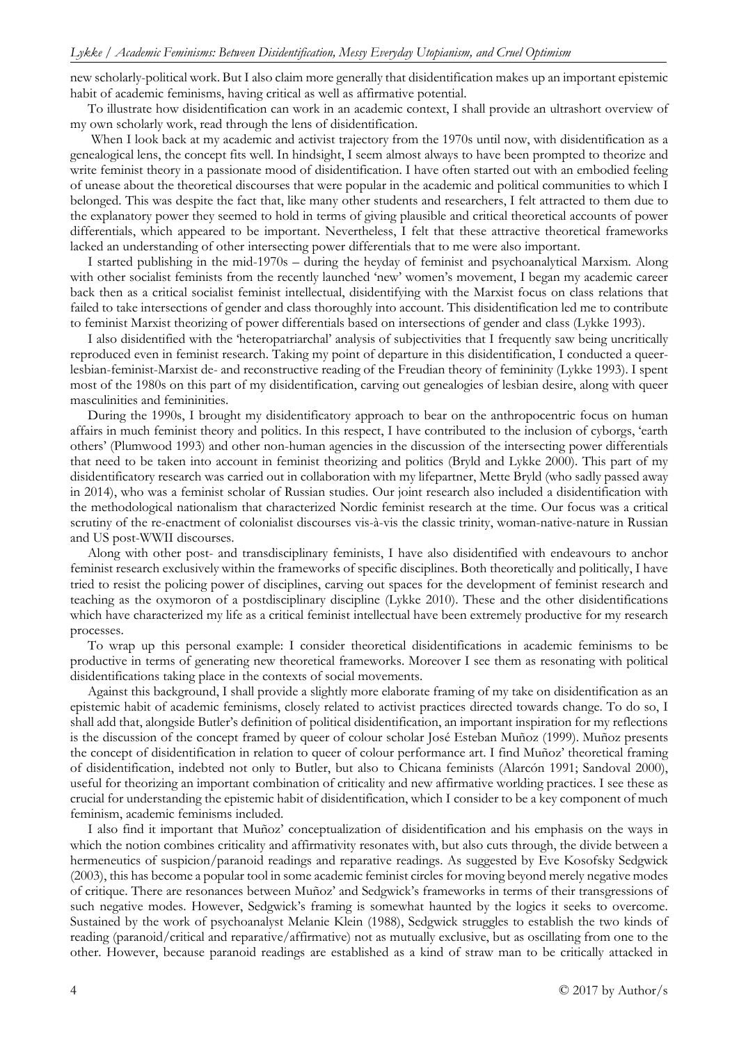new scholarly-political work. But I also claim more generally that disidentification makes up an important epistemic habit of academic feminisms, having critical as well as affirmative potential.

To illustrate how disidentification can work in an academic context, I shall provide an ultrashort overview of my own scholarly work, read through the lens of disidentification.

When I look back at my academic and activist trajectory from the 1970s until now, with disidentification as a genealogical lens, the concept fits well. In hindsight, I seem almost always to have been prompted to theorize and write feminist theory in a passionate mood of disidentification. I have often started out with an embodied feeling of unease about the theoretical discourses that were popular in the academic and political communities to which I belonged. This was despite the fact that, like many other students and researchers, I felt attracted to them due to the explanatory power they seemed to hold in terms of giving plausible and critical theoretical accounts of power differentials, which appeared to be important. Nevertheless, I felt that these attractive theoretical frameworks lacked an understanding of other intersecting power differentials that to me were also important.

I started publishing in the mid-1970s – during the heyday of feminist and psychoanalytical Marxism. Along with other socialist feminists from the recently launched 'new' women's movement, I began my academic career back then as a critical socialist feminist intellectual, disidentifying with the Marxist focus on class relations that failed to take intersections of gender and class thoroughly into account. This disidentification led me to contribute to feminist Marxist theorizing of power differentials based on intersections of gender and class (Lykke 1993).

I also disidentified with the 'heteropatriarchal' analysis of subjectivities that I frequently saw being uncritically reproduced even in feminist research. Taking my point of departure in this disidentification, I conducted a queer-lesbian-feminist-Marxist de- and reconstructive reading of the Freudian theory of femininity (Lykke 1993). I spent most of the 1980s on this part of my disidentification, carving out genealogies of lesbian desire, along with queer masculinities and femininities.

During the 1990s, I brought my disidentificatory approach to bear on the anthropocentric focus on human affairs in much feminist theory and politics. In this respect, I have contributed to the inclusion of cyborgs, 'earth others' (Plumwood 1993) and other non-human agencies in the discussion of the intersecting power differentials that need to be taken into account in feminist theorizing and politics (Bryld and Lykke 2000). This part of my disidentificatory research was carried out in collaboration with my lifepartner, Mette Bryld (who sadly passed away in 2014), who was a feminist scholar of Russian studies. Our joint research also included a disidentification with the methodological nationalism that characterized Nordic feminist research at the time. Our focus was a critical scrutiny of the re-enactment of colonialist discourses vis-à-vis the classic trinity, woman-native-nature in Russian and US post-WWII discourses.

Along with other post- and transdisciplinary feminists, I have also disidentified with endeavours to anchor feminist research exclusively within the frameworks of specific disciplines. Both theoretically and politically, I have tried to resist the policing power of disciplines, carving out spaces for the development of feminist research and teaching as the oxymoron of a postdisciplinary discipline (Lykke 2010). These and the other disidentifications which have characterized my life as a critical feminist intellectual have been extremely productive for my research processes.

To wrap up this personal example: I consider theoretical disidentifications in academic feminisms to be productive in terms of generating new theoretical frameworks. Moreover I see them as resonating with political disidentifications taking place in the contexts of social movements.

Against this background, I shall provide a slightly more elaborate framing of my take on disidentification as an epistemic habit of academic feminisms, closely related to activist practices directed towards change. To do so, I shall add that, alongside Butler's definition of political disidentification, an important inspiration for my reflections is the discussion of the concept framed by queer of colour scholar José Esteban Muñoz (1999). Muñoz presents the concept of disidentification in relation to queer of colour performance art. I find Muñoz' theoretical framing of disidentification, indebted not only to Butler, but also to Chicana feminists (Alarcón 1991; Sandoval 2000), useful for theorizing an important combination of criticality and new affirmative worlding practices. I see these as crucial for understanding the epistemic habit of disidentification, which I consider to be a key component of much feminism, academic feminisms included.

I also find it important that Muñoz' conceptualization of disidentification and his emphasis on the ways in which the notion combines criticality and affirmativity resonates with, but also cuts through, the divide between a hermeneutics of suspicion/paranoid readings and reparative readings. As suggested by Eve Kosofsky Sedgwick (2003), this has become a popular tool in some academic feminist circles for moving beyond merely negative modes of critique. There are resonances between Muñoz' and Sedgwick's frameworks in terms of their transgressions of such negative modes. However, Sedgwick's framing is somewhat haunted by the logics it seeks to overcome. Sustained by the work of psychoanalyst Melanie Klein (1988), Sedgwick struggles to establish the two kinds of reading (paranoid/critical and reparative/affirmative) not as mutually exclusive, but as oscillating from one to the other. However, because paranoid readings are established as a kind of straw man to be critically attacked in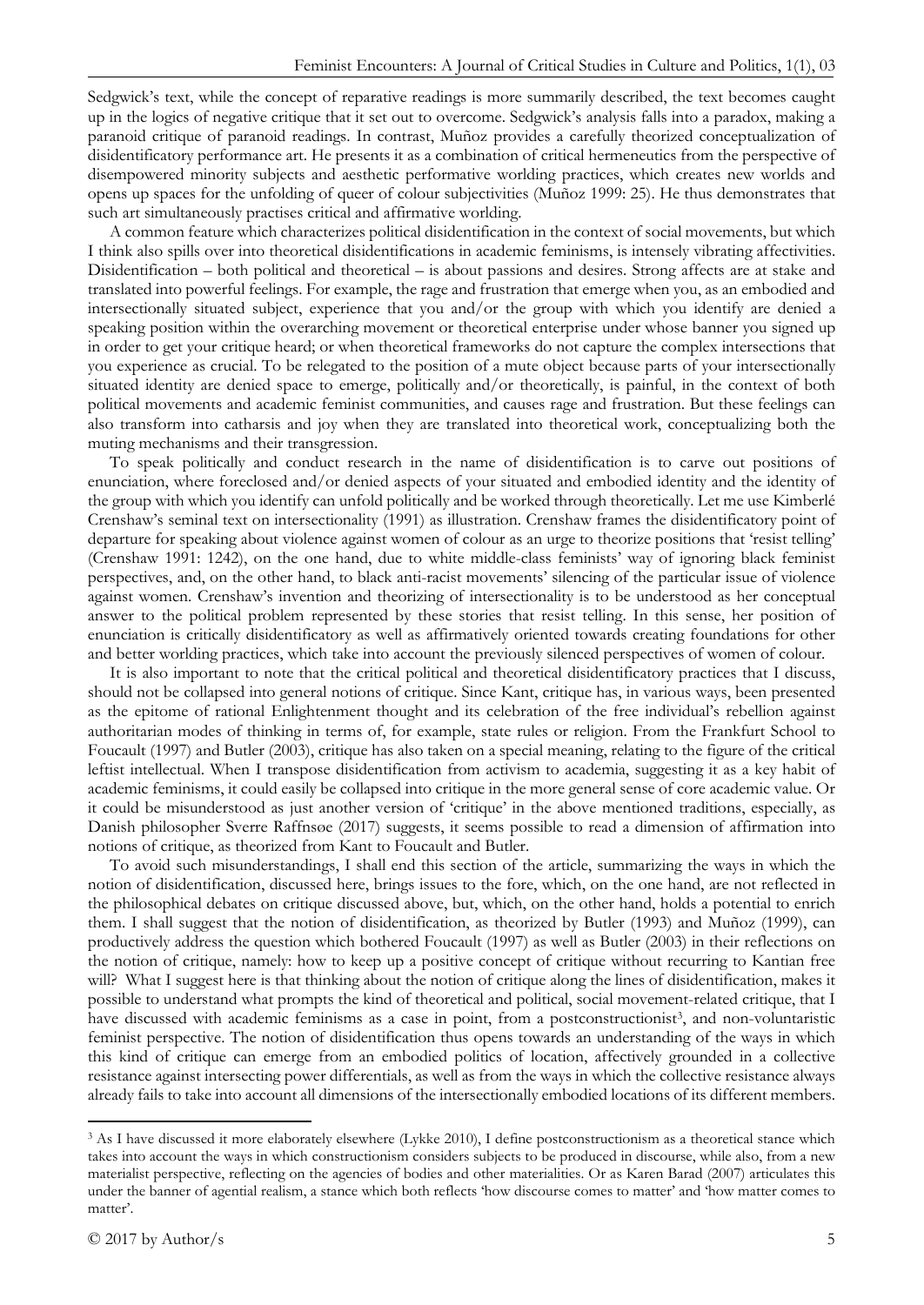Sedgwick's text, while the concept of reparative readings is more summarily described, the text becomes caught up in the logics of negative critique that it set out to overcome. Sedgwick's analysis falls into a paradox, making a paranoid critique of paranoid readings. In contrast, Muñoz provides a carefully theorized conceptualization of disidentificatory performance art. He presents it as a combination of critical hermeneutics from the perspective of disempowered minority subjects and aesthetic performative worlding practices, which creates new worlds and opens up spaces for the unfolding of queer of colour subjectivities (Muñoz 1999: 25). He thus demonstrates that such art simultaneously practises critical and affirmative worlding.

A common feature which characterizes political disidentification in the context of social movements, but which I think also spills over into theoretical disidentifications in academic feminisms, is intensely vibrating affectivities. Disidentification – both political and theoretical – is about passions and desires. Strong affects are at stake and translated into powerful feelings. For example, the rage and frustration that emerge when you, as an embodied and intersectionally situated subject, experience that you and/or the group with which you identify are denied a speaking position within the overarching movement or theoretical enterprise under whose banner you signed up in order to get your critique heard; or when theoretical frameworks do not capture the complex intersections that you experience as crucial. To be relegated to the position of a mute object because parts of your intersectionally situated identity are denied space to emerge, politically and/or theoretically, is painful, in the context of both political movements and academic feminist communities, and causes rage and frustration. But these feelings can also transform into catharsis and joy when they are translated into theoretical work, conceptualizing both the muting mechanisms and their transgression.

To speak politically and conduct research in the name of disidentification is to carve out positions of enunciation, where foreclosed and/or denied aspects of your situated and embodied identity and the identity of the group with which you identify can unfold politically and be worked through theoretically. Let me use Kimberlé Crenshaw's seminal text on intersectionality (1991) as illustration. Crenshaw frames the disidentificatory point of departure for speaking about violence against women of colour as an urge to theorize positions that 'resist telling' (Crenshaw 1991: 1242), on the one hand, due to white middle-class feminists' way of ignoring black feminist perspectives, and, on the other hand, to black anti-racist movements' silencing of the particular issue of violence against women. Crenshaw's invention and theorizing of intersectionality is to be understood as her conceptual answer to the political problem represented by these stories that resist telling. In this sense, her position of enunciation is critically disidentificatory as well as affirmatively oriented towards creating foundations for other and better worlding practices, which take into account the previously silenced perspectives of women of colour.

It is also important to note that the critical political and theoretical disidentificatory practices that I discuss, should not be collapsed into general notions of critique. Since Kant, critique has, in various ways, been presented as the epitome of rational Enlightenment thought and its celebration of the free individual's rebellion against authoritarian modes of thinking in terms of, for example, state rules or religion. From the Frankfurt School to Foucault (1997) and Butler (2003), critique has also taken on a special meaning, relating to the figure of the critical leftist intellectual. When I transpose disidentification from activism to academia, suggesting it as a key habit of academic feminisms, it could easily be collapsed into critique in the more general sense of core academic value. Or it could be misunderstood as just another version of 'critique' in the above mentioned traditions, especially, as Danish philosopher Sverre Raffnsøe (2017) suggests, it seems possible to read a dimension of affirmation into notions of critique, as theorized from Kant to Foucault and Butler.

To avoid such misunderstandings, I shall end this section of the article, summarizing the ways in which the notion of disidentification, discussed here, brings issues to the fore, which, on the one hand, are not reflected in the philosophical debates on critique discussed above, but, which, on the other hand, holds a potential to enrich them. I shall suggest that the notion of disidentification, as theorized by Butler (1993) and Muñoz (1999), can productively address the question which bothered Foucault (1997) as well as Butler (2003) in their reflections on the notion of critique, namely: how to keep up a positive concept of critique without recurring to Kantian free will? What I suggest here is that thinking about the notion of critique along the lines of disidentification, makes it possible to understand what prompts the kind of theoretical and political, social movement-related critique, that I have discussed with academic feminisms as a case in point, from a postconstructionist[3], and non-voluntaristic feminist perspective. The notion of disidentification thus opens towards an understanding of the ways in which this kind of critique can emerge from an embodied politics of location, affectively grounded in a collective resistance against intersecting power differentials, as well as from the ways in which the collective resistance always already fails to take into account all dimensions of the intersectionally embodied locations of its different members.

[3] As I have discussed it more elaborately elsewhere (Lykke 2010), I define postconstructionism as a theoretical stance which takes into account the ways in which constructionism considers subjects to be produced in discourse, while also, from a new materialist perspective, reflecting on the agencies of bodies and other materialities. Or as Karen Barad (2007) articulates this under the banner of agential realism, a stance which both reflects 'how discourse comes to matter' and 'how matter comes to matter'.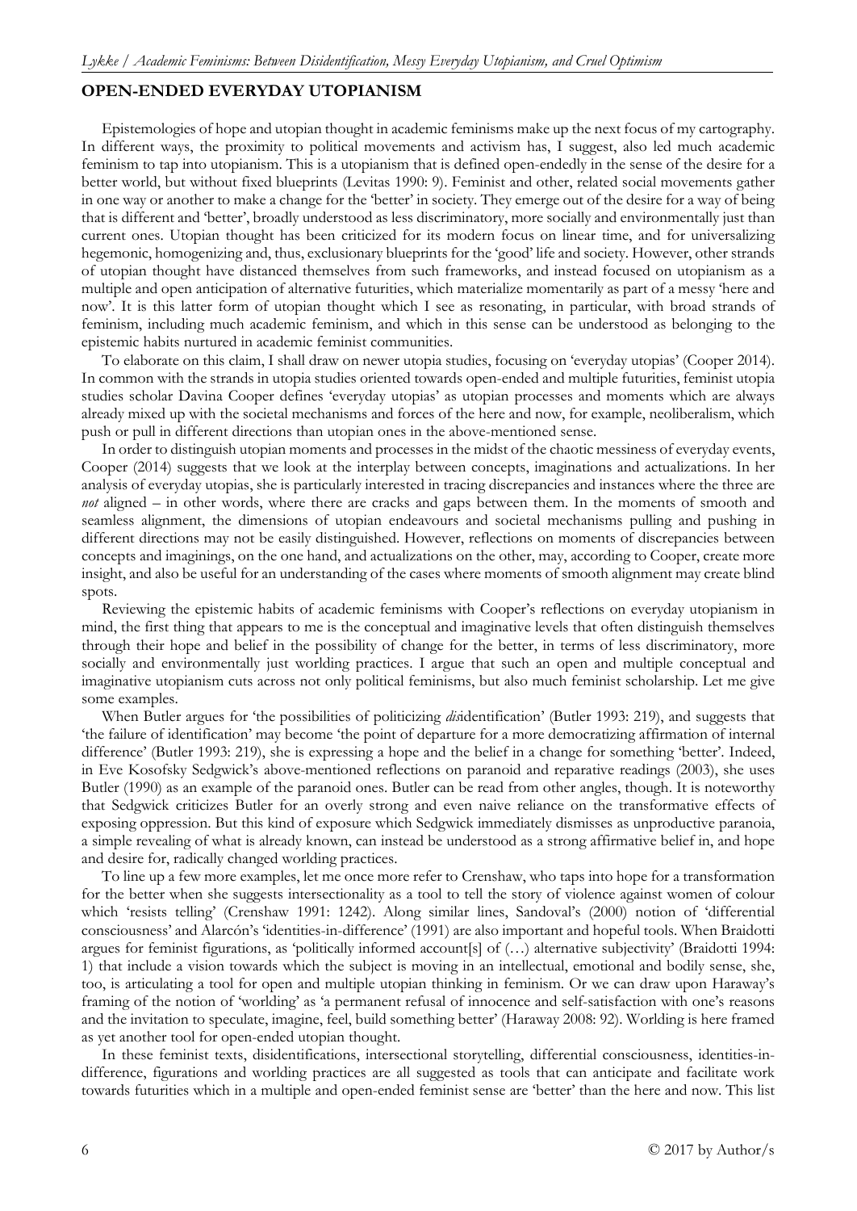## OPEN-ENDED EVERYDAY UTOPIANISM

Epistemologies of hope and utopian thought in academic feminisms make up the next focus of my cartography. In different ways, the proximity to political movements and activism has, I suggest, also led much academic feminism to tap into utopianism. This is a utopianism that is defined open-endedly in the sense of the desire for a better world, but without fixed blueprints (Levitas 1990: 9). Feminist and other, related social movements gather in one way or another to make a change for the 'better' in society. They emerge out of the desire for a way of being that is different and 'better', broadly understood as less discriminatory, more socially and environmentally just than current ones. Utopian thought has been criticized for its modern focus on linear time, and for universalizing hegemonic, homogenizing and, thus, exclusionary blueprints for the 'good' life and society. However, other strands of utopian thought have distanced themselves from such frameworks, and instead focused on utopianism as a multiple and open anticipation of alternative futurities, which materialize momentarily as part of a messy 'here and now'. It is this latter form of utopian thought which I see as resonating, in particular, with broad strands of feminism, including much academic feminism, and which in this sense can be understood as belonging to the epistemic habits nurtured in academic feminist communities.

To elaborate on this claim, I shall draw on newer utopia studies, focusing on 'everyday utopias' (Cooper 2014). In common with the strands in utopia studies oriented towards open-ended and multiple futurities, feminist utopia studies scholar Davina Cooper defines 'everyday utopias' as utopian processes and moments which are always already mixed up with the societal mechanisms and forces of the here and now, for example, neoliberalism, which push or pull in different directions than utopian ones in the above-mentioned sense.

In order to distinguish utopian moments and processes in the midst of the chaotic messiness of everyday events, Cooper (2014) suggests that we look at the interplay between concepts, imaginations and actualizations. In her analysis of everyday utopias, she is particularly interested in tracing discrepancies and instances where the three are *not* aligned – in other words, where there are cracks and gaps between them. In the moments of smooth and seamless alignment, the dimensions of utopian endeavours and societal mechanisms pulling and pushing in different directions may not be easily distinguished. However, reflections on moments of discrepancies between concepts and imaginings, on the one hand, and actualizations on the other, may, according to Cooper, create more insight, and also be useful for an understanding of the cases where moments of smooth alignment may create blind spots.

Reviewing the epistemic habits of academic feminisms with Cooper's reflections on everyday utopianism in mind, the first thing that appears to me is the conceptual and imaginative levels that often distinguish themselves through their hope and belief in the possibility of change for the better, in terms of less discriminatory, more socially and environmentally just worlding practices. I argue that such an open and multiple conceptual and imaginative utopianism cuts across not only political feminisms, but also much feminist scholarship. Let me give some examples.

When Butler argues for 'the possibilities of politicizing *dis*identification' (Butler 1993: 219), and suggests that 'the failure of identification' may become 'the point of departure for a more democratizing affirmation of internal difference' (Butler 1993: 219), she is expressing a hope and the belief in a change for something 'better'. Indeed, in Eve Kosofsky Sedgwick's above-mentioned reflections on paranoid and reparative readings (2003), she uses Butler (1990) as an example of the paranoid ones. Butler can be read from other angles, though. It is noteworthy that Sedgwick criticizes Butler for an overly strong and even naive reliance on the transformative effects of exposing oppression. But this kind of exposure which Sedgwick immediately dismisses as unproductive paranoia, a simple revealing of what is already known, can instead be understood as a strong affirmative belief in, and hope and desire for, radically changed worlding practices.

To line up a few more examples, let me once more refer to Crenshaw, who taps into hope for a transformation for the better when she suggests intersectionality as a tool to tell the story of violence against women of colour which 'resists telling' (Crenshaw 1991: 1242). Along similar lines, Sandoval's (2000) notion of 'differential consciousness' and Alarcón's 'identities-in-difference' (1991) are also important and hopeful tools. When Braidotti argues for feminist figurations, as 'politically informed account[s] of (…) alternative subjectivity' (Braidotti 1994: 1) that include a vision towards which the subject is moving in an intellectual, emotional and bodily sense, she, too, is articulating a tool for open and multiple utopian thinking in feminism. Or we can draw upon Haraway's framing of the notion of 'worlding' as 'a permanent refusal of innocence and self-satisfaction with one's reasons and the invitation to speculate, imagine, feel, build something better' (Haraway 2008: 92). Worlding is here framed as yet another tool for open-ended utopian thought.

In these feminist texts, disidentifications, intersectional storytelling, differential consciousness, identities-in-difference, figurations and worlding practices are all suggested as tools that can anticipate and facilitate work towards futurities which in a multiple and open-ended feminist sense are 'better' than the here and now. This list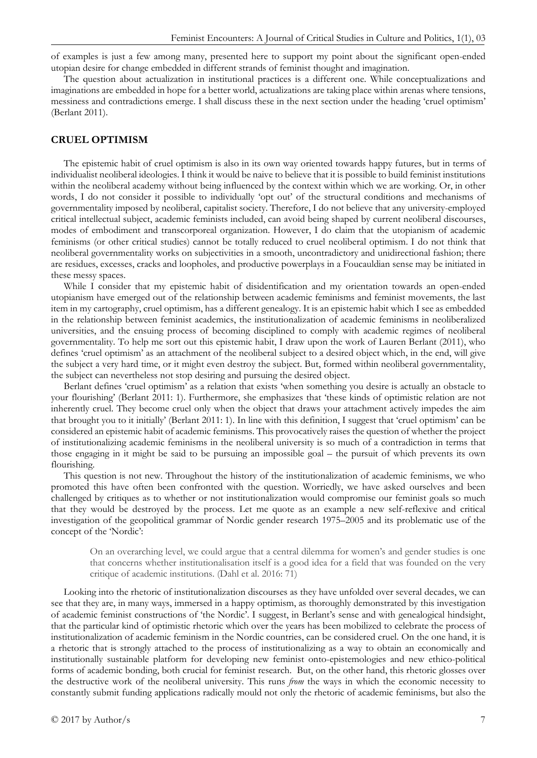of examples is just a few among many, presented here to support my point about the significant open-ended utopian desire for change embedded in different strands of feminist thought and imagination.

The question about actualization in institutional practices is a different one. While conceptualizations and imaginations are embedded in hope for a better world, actualizations are taking place within arenas where tensions, messiness and contradictions emerge. I shall discuss these in the next section under the heading 'cruel optimism' (Berlant 2011).

## CRUEL OPTIMISM

The epistemic habit of cruel optimism is also in its own way oriented towards happy futures, but in terms of individualist neoliberal ideologies. I think it would be naive to believe that it is possible to build feminist institutions within the neoliberal academy without being influenced by the context within which we are working. Or, in other words, I do not consider it possible to individually 'opt out' of the structural conditions and mechanisms of governmentality imposed by neoliberal, capitalist society. Therefore, I do not believe that any university-employed critical intellectual subject, academic feminists included, can avoid being shaped by current neoliberal discourses, modes of embodiment and transcorporeal organization. However, I do claim that the utopianism of academic feminisms (or other critical studies) cannot be totally reduced to cruel neoliberal optimism. I do not think that neoliberal governmentality works on subjectivities in a smooth, uncontradictory and unidirectional fashion; there are residues, excesses, cracks and loopholes, and productive powerplays in a Foucauldian sense may be initiated in these messy spaces.

While I consider that my epistemic habit of disidentification and my orientation towards an open-ended utopianism have emerged out of the relationship between academic feminisms and feminist movements, the last item in my cartography, cruel optimism, has a different genealogy. It is an epistemic habit which I see as embedded in the relationship between feminist academics, the institutionalization of academic feminisms in neoliberalized universities, and the ensuing process of becoming disciplined to comply with academic regimes of neoliberal governmentality. To help me sort out this epistemic habit, I draw upon the work of Lauren Berlant (2011), who defines 'cruel optimism' as an attachment of the neoliberal subject to a desired object which, in the end, will give the subject a very hard time, or it might even destroy the subject. But, formed within neoliberal governmentality, the subject can nevertheless not stop desiring and pursuing the desired object.

Berlant defines 'cruel optimism' as a relation that exists 'when something you desire is actually an obstacle to your flourishing' (Berlant 2011: 1). Furthermore, she emphasizes that 'these kinds of optimistic relation are not inherently cruel. They become cruel only when the object that draws your attachment actively impedes the aim that brought you to it initially' (Berlant 2011: 1). In line with this definition, I suggest that 'cruel optimism' can be considered an epistemic habit of academic feminisms. This provocatively raises the question of whether the project of institutionalizing academic feminisms in the neoliberal university is so much of a contradiction in terms that those engaging in it might be said to be pursuing an impossible goal – the pursuit of which prevents its own flourishing.

This question is not new. Throughout the history of the institutionalization of academic feminisms, we who promoted this have often been confronted with the question. Worriedly, we have asked ourselves and been challenged by critiques as to whether or not institutionalization would compromise our feminist goals so much that they would be destroyed by the process. Let me quote as an example a new self-reflexive and critical investigation of the geopolitical grammar of Nordic gender research 1975–2005 and its problematic use of the concept of the 'Nordic':

> On an overarching level, we could argue that a central dilemma for women's and gender studies is one that concerns whether institutionalisation itself is a good idea for a field that was founded on the very critique of academic institutions. (Dahl et al. 2016: 71)

Looking into the rhetoric of institutionalization discourses as they have unfolded over several decades, we can see that they are, in many ways, immersed in a happy optimism, as thoroughly demonstrated by this investigation of academic feminist constructions of 'the Nordic'. I suggest, in Berlant's sense and with genealogical hindsight, that the particular kind of optimistic rhetoric which over the years has been mobilized to celebrate the process of institutionalization of academic feminism in the Nordic countries, can be considered cruel. On the one hand, it is a rhetoric that is strongly attached to the process of institutionalizing as a way to obtain an economically and institutionally sustainable platform for developing new feminist onto-epistemologies and new ethico-political forms of academic bonding, both crucial for feminist research. But, on the other hand, this rhetoric glosses over the destructive work of the neoliberal university. This runs *from* the ways in which the economic necessity to constantly submit funding applications radically mould not only the rhetoric of academic feminisms, but also the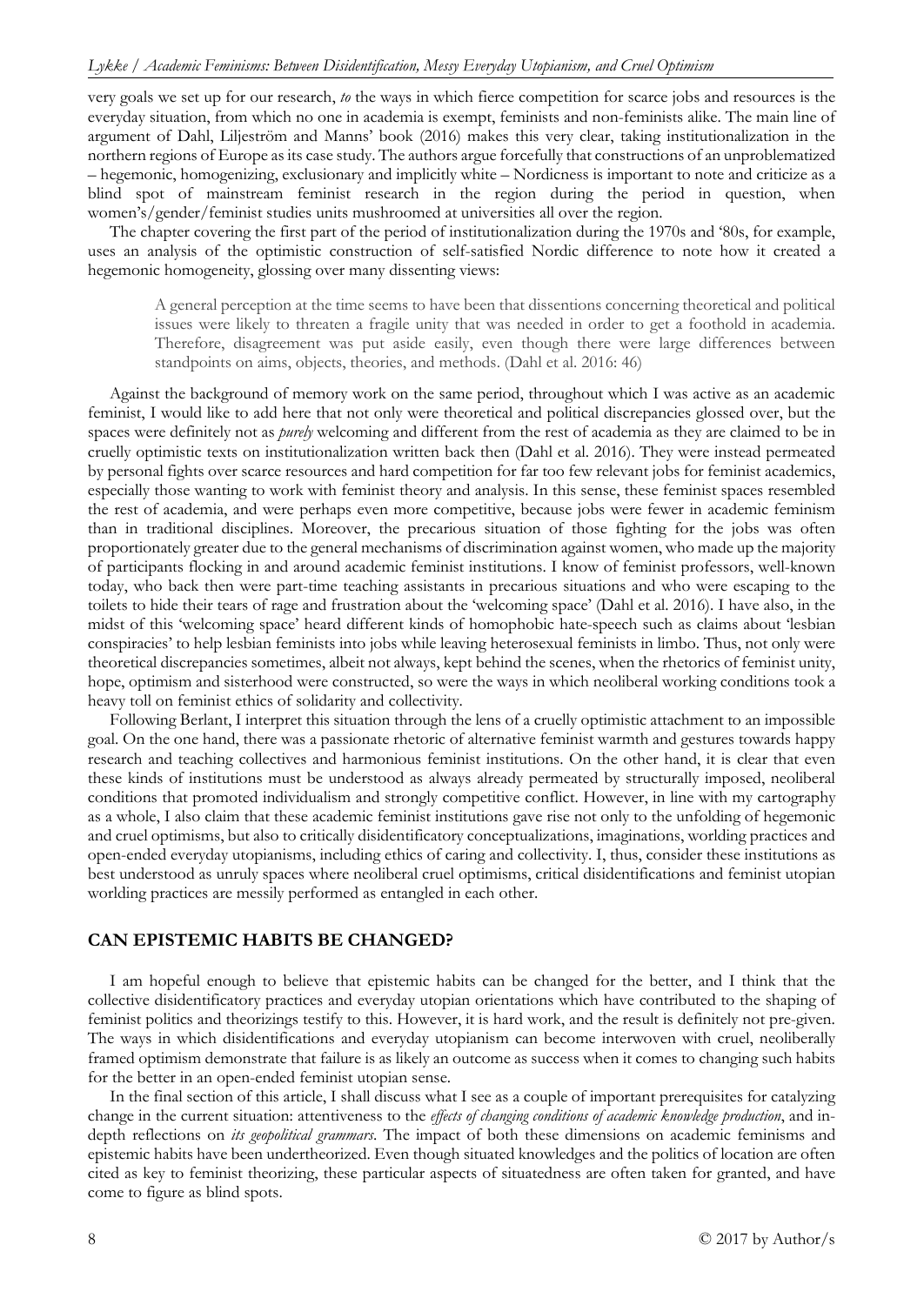very goals we set up for our research, *to* the ways in which fierce competition for scarce jobs and resources is the everyday situation, from which no one in academia is exempt, feminists and non-feminists alike. The main line of argument of Dahl, Liljeström and Manns' book (2016) makes this very clear, taking institutionalization in the northern regions of Europe as its case study. The authors argue forcefully that constructions of an unproblematized – hegemonic, homogenizing, exclusionary and implicitly white – Nordicness is important to note and criticize as a blind spot of mainstream feminist research in the region during the period in question, when women's/gender/feminist studies units mushroomed at universities all over the region.

The chapter covering the first part of the period of institutionalization during the 1970s and '80s, for example, uses an analysis of the optimistic construction of self-satisfied Nordic difference to note how it created a hegemonic homogeneity, glossing over many dissenting views:

> A general perception at the time seems to have been that dissentions concerning theoretical and political issues were likely to threaten a fragile unity that was needed in order to get a foothold in academia. Therefore, disagreement was put aside easily, even though there were large differences between standpoints on aims, objects, theories, and methods. (Dahl et al. 2016: 46)

Against the background of memory work on the same period, throughout which I was active as an academic feminist, I would like to add here that not only were theoretical and political discrepancies glossed over, but the spaces were definitely not as *purely* welcoming and different from the rest of academia as they are claimed to be in cruelly optimistic texts on institutionalization written back then (Dahl et al. 2016). They were instead permeated by personal fights over scarce resources and hard competition for far too few relevant jobs for feminist academics, especially those wanting to work with feminist theory and analysis. In this sense, these feminist spaces resembled the rest of academia, and were perhaps even more competitive, because jobs were fewer in academic feminism than in traditional disciplines. Moreover, the precarious situation of those fighting for the jobs was often proportionately greater due to the general mechanisms of discrimination against women, who made up the majority of participants flocking in and around academic feminist institutions. I know of feminist professors, well-known today, who back then were part-time teaching assistants in precarious situations and who were escaping to the toilets to hide their tears of rage and frustration about the 'welcoming space' (Dahl et al. 2016). I have also, in the midst of this 'welcoming space' heard different kinds of homophobic hate-speech such as claims about 'lesbian conspiracies' to help lesbian feminists into jobs while leaving heterosexual feminists in limbo. Thus, not only were theoretical discrepancies sometimes, albeit not always, kept behind the scenes, when the rhetorics of feminist unity, hope, optimism and sisterhood were constructed, so were the ways in which neoliberal working conditions took a heavy toll on feminist ethics of solidarity and collectivity.

Following Berlant, I interpret this situation through the lens of a cruelly optimistic attachment to an impossible goal. On the one hand, there was a passionate rhetoric of alternative feminist warmth and gestures towards happy research and teaching collectives and harmonious feminist institutions. On the other hand, it is clear that even these kinds of institutions must be understood as always already permeated by structurally imposed, neoliberal conditions that promoted individualism and strongly competitive conflict. However, in line with my cartography as a whole, I also claim that these academic feminist institutions gave rise not only to the unfolding of hegemonic and cruel optimisms, but also to critically disidentificatory conceptualizations, imaginations, worlding practices and open-ended everyday utopianisms, including ethics of caring and collectivity. I, thus, consider these institutions as best understood as unruly spaces where neoliberal cruel optimisms, critical disidentifications and feminist utopian worlding practices are messily performed as entangled in each other.

## CAN EPISTEMIC HABITS BE CHANGED?

I am hopeful enough to believe that epistemic habits can be changed for the better, and I think that the collective disidentificatory practices and everyday utopian orientations which have contributed to the shaping of feminist politics and theorizings testify to this. However, it is hard work, and the result is definitely not pre-given. The ways in which disidentifications and everyday utopianism can become interwoven with cruel, neoliberally framed optimism demonstrate that failure is as likely an outcome as success when it comes to changing such habits for the better in an open-ended feminist utopian sense.

In the final section of this article, I shall discuss what I see as a couple of important prerequisites for catalyzing change in the current situation: attentiveness to the *effects of changing conditions of academic knowledge production*, and in-depth reflections on *its geopolitical grammars*. The impact of both these dimensions on academic feminisms and epistemic habits have been undertheorized. Even though situated knowledges and the politics of location are often cited as key to feminist theorizing, these particular aspects of situatedness are often taken for granted, and have come to figure as blind spots.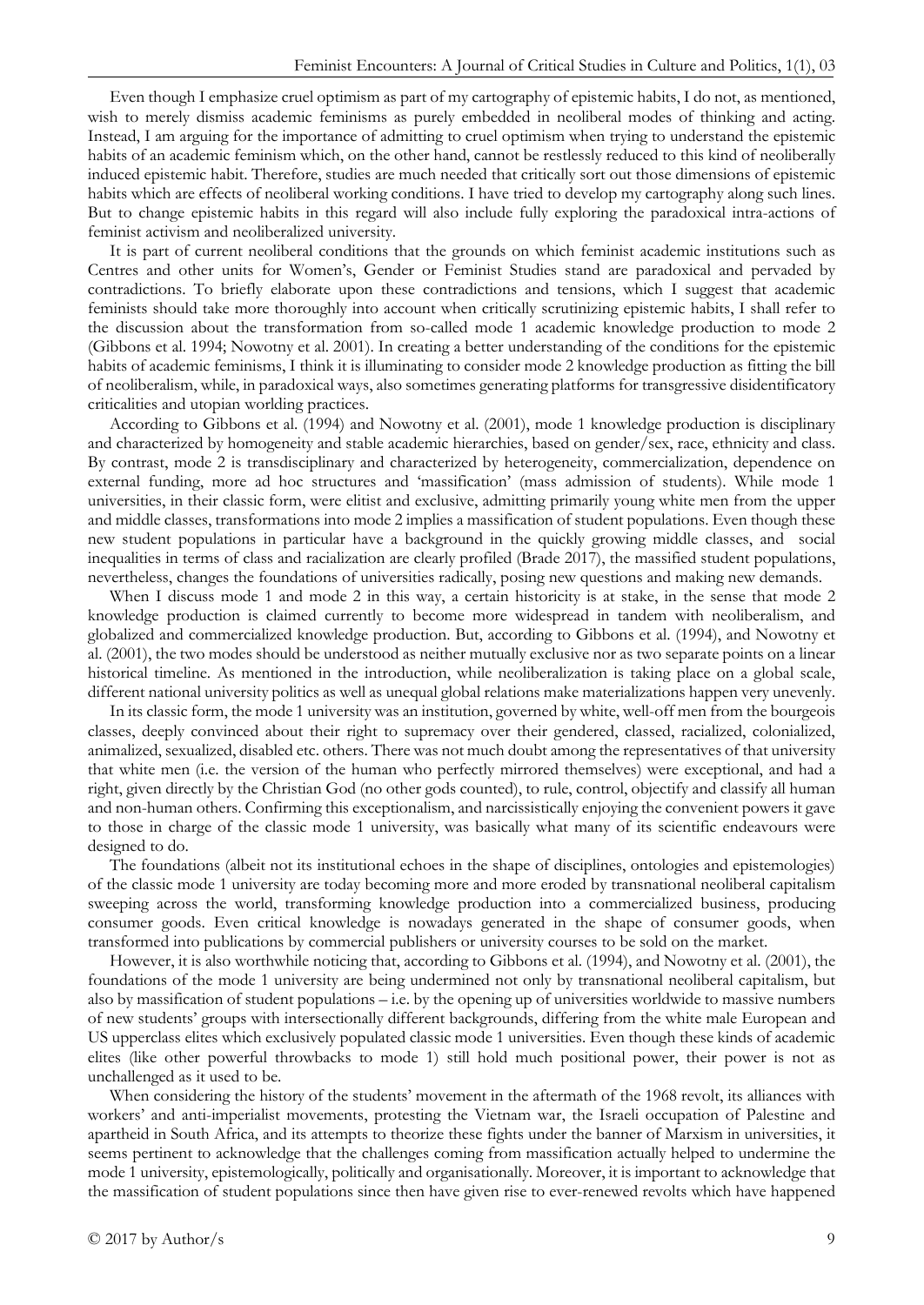Even though I emphasize cruel optimism as part of my cartography of epistemic habits, I do not, as mentioned, wish to merely dismiss academic feminisms as purely embedded in neoliberal modes of thinking and acting. Instead, I am arguing for the importance of admitting to cruel optimism when trying to understand the epistemic habits of an academic feminism which, on the other hand, cannot be restlessly reduced to this kind of neoliberally induced epistemic habit. Therefore, studies are much needed that critically sort out those dimensions of epistemic habits which are effects of neoliberal working conditions. I have tried to develop my cartography along such lines. But to change epistemic habits in this regard will also include fully exploring the paradoxical intra-actions of feminist activism and neoliberalized university.

It is part of current neoliberal conditions that the grounds on which feminist academic institutions such as Centres and other units for Women's, Gender or Feminist Studies stand are paradoxical and pervaded by contradictions. To briefly elaborate upon these contradictions and tensions, which I suggest that academic feminists should take more thoroughly into account when critically scrutinizing epistemic habits, I shall refer to the discussion about the transformation from so-called mode 1 academic knowledge production to mode 2 (Gibbons et al. 1994; Nowotny et al. 2001). In creating a better understanding of the conditions for the epistemic habits of academic feminisms, I think it is illuminating to consider mode 2 knowledge production as fitting the bill of neoliberalism, while, in paradoxical ways, also sometimes generating platforms for transgressive disidentificatory criticalities and utopian worlding practices.

According to Gibbons et al. (1994) and Nowotny et al. (2001), mode 1 knowledge production is disciplinary and characterized by homogeneity and stable academic hierarchies, based on gender/sex, race, ethnicity and class. By contrast, mode 2 is transdisciplinary and characterized by heterogeneity, commercialization, dependence on external funding, more ad hoc structures and 'massification' (mass admission of students). While mode 1 universities, in their classic form, were elitist and exclusive, admitting primarily young white men from the upper and middle classes, transformations into mode 2 implies a massification of student populations. Even though these new student populations in particular have a background in the quickly growing middle classes, and social inequalities in terms of class and racialization are clearly profiled (Brade 2017), the massified student populations, nevertheless, changes the foundations of universities radically, posing new questions and making new demands.

When I discuss mode 1 and mode 2 in this way, a certain historicity is at stake, in the sense that mode 2 knowledge production is claimed currently to become more widespread in tandem with neoliberalism, and globalized and commercialized knowledge production. But, according to Gibbons et al. (1994), and Nowotny et al. (2001), the two modes should be understood as neither mutually exclusive nor as two separate points on a linear historical timeline. As mentioned in the introduction, while neoliberalization is taking place on a global scale, different national university politics as well as unequal global relations make materializations happen very unevenly.

In its classic form, the mode 1 university was an institution, governed by white, well-off men from the bourgeois classes, deeply convinced about their right to supremacy over their gendered, classed, racialized, colonialized, animalized, sexualized, disabled etc. others. There was not much doubt among the representatives of that university that white men (i.e. the version of the human who perfectly mirrored themselves) were exceptional, and had a right, given directly by the Christian God (no other gods counted), to rule, control, objectify and classify all human and non-human others. Confirming this exceptionalism, and narcissistically enjoying the convenient powers it gave to those in charge of the classic mode 1 university, was basically what many of its scientific endeavours were designed to do.

The foundations (albeit not its institutional echoes in the shape of disciplines, ontologies and epistemologies) of the classic mode 1 university are today becoming more and more eroded by transnational neoliberal capitalism sweeping across the world, transforming knowledge production into a commercialized business, producing consumer goods. Even critical knowledge is nowadays generated in the shape of consumer goods, when transformed into publications by commercial publishers or university courses to be sold on the market.

However, it is also worthwhile noticing that, according to Gibbons et al. (1994), and Nowotny et al. (2001), the foundations of the mode 1 university are being undermined not only by transnational neoliberal capitalism, but also by massification of student populations – i.e. by the opening up of universities worldwide to massive numbers of new students' groups with intersectionally different backgrounds, differing from the white male European and US upperclass elites which exclusively populated classic mode 1 universities. Even though these kinds of academic elites (like other powerful throwbacks to mode 1) still hold much positional power, their power is not as unchallenged as it used to be.

When considering the history of the students' movement in the aftermath of the 1968 revolt, its alliances with workers' and anti-imperialist movements, protesting the Vietnam war, the Israeli occupation of Palestine and apartheid in South Africa, and its attempts to theorize these fights under the banner of Marxism in universities, it seems pertinent to acknowledge that the challenges coming from massification actually helped to undermine the mode 1 university, epistemologically, politically and organisationally. Moreover, it is important to acknowledge that the massification of student populations since then have given rise to ever-renewed revolts which have happened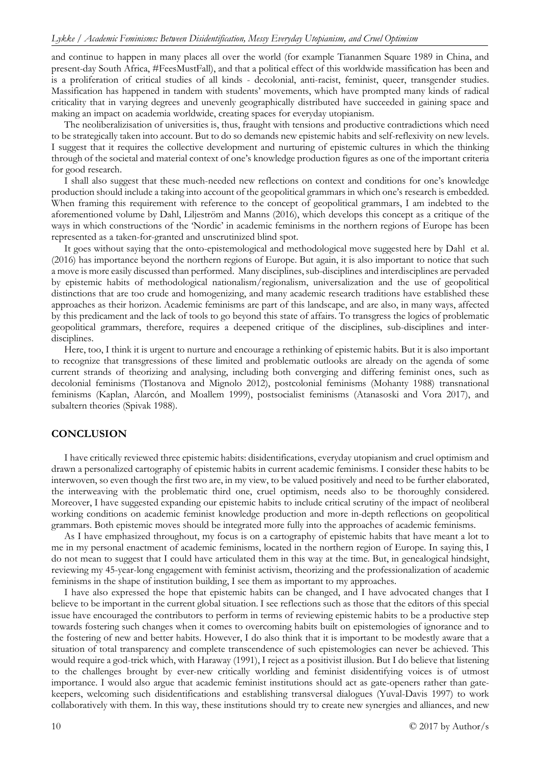and continue to happen in many places all over the world (for example Tiananmen Square 1989 in China, and present-day South Africa, #FeesMustFall), and that a political effect of this worldwide massification has been and is a proliferation of critical studies of all kinds - decolonial, anti-racist, feminist, queer, transgender studies. Massification has happened in tandem with students' movements, which have prompted many kinds of radical criticality that in varying degrees and unevenly geographically distributed have succeeded in gaining space and making an impact on academia worldwide, creating spaces for everyday utopianism.

The neoliberalizisation of universities is, thus, fraught with tensions and productive contradictions which need to be strategically taken into account. But to do so demands new epistemic habits and self-reflexivity on new levels. I suggest that it requires the collective development and nurturing of epistemic cultures in which the thinking through of the societal and material context of one's knowledge production figures as one of the important criteria for good research.

I shall also suggest that these much-needed new reflections on context and conditions for one's knowledge production should include a taking into account of the geopolitical grammars in which one's research is embedded. When framing this requirement with reference to the concept of geopolitical grammars, I am indebted to the aforementioned volume by Dahl, Liljeström and Manns (2016), which develops this concept as a critique of the ways in which constructions of the 'Nordic' in academic feminisms in the northern regions of Europe has been represented as a taken-for-granted and unscrutinized blind spot.

It goes without saying that the onto-epistemological and methodological move suggested here by Dahl et al. (2016) has importance beyond the northern regions of Europe. But again, it is also important to notice that such a move is more easily discussed than performed. Many disciplines, sub-disciplines and interdisciplines are pervaded by epistemic habits of methodological nationalism/regionalism, universalization and the use of geopolitical distinctions that are too crude and homogenizing, and many academic research traditions have established these approaches as their horizon. Academic feminisms are part of this landscape, and are also, in many ways, affected by this predicament and the lack of tools to go beyond this state of affairs. To transgress the logics of problematic geopolitical grammars, therefore, requires a deepened critique of the disciplines, sub-disciplines and inter-disciplines.

Here, too, I think it is urgent to nurture and encourage a rethinking of epistemic habits. But it is also important to recognize that transgressions of these limited and problematic outlooks are already on the agenda of some current strands of theorizing and analysing, including both converging and differing feminist ones, such as decolonial feminisms (Tlostanova and Mignolo 2012), postcolonial feminisms (Mohanty 1988) transnational feminisms (Kaplan, Alarcón, and Moallem 1999), postsocialist feminisms (Atanasoski and Vora 2017), and subaltern theories (Spivak 1988).

## CONCLUSION

I have critically reviewed three epistemic habits: disidentifications, everyday utopianism and cruel optimism and drawn a personalized cartography of epistemic habits in current academic feminisms. I consider these habits to be interwoven, so even though the first two are, in my view, to be valued positively and need to be further elaborated, the interweaving with the problematic third one, cruel optimism, needs also to be thoroughly considered. Moreover, I have suggested expanding our epistemic habits to include critical scrutiny of the impact of neoliberal working conditions on academic feminist knowledge production and more in-depth reflections on geopolitical grammars. Both epistemic moves should be integrated more fully into the approaches of academic feminisms.

As I have emphasized throughout, my focus is on a cartography of epistemic habits that have meant a lot to me in my personal enactment of academic feminisms, located in the northern region of Europe. In saying this, I do not mean to suggest that I could have articulated them in this way at the time. But, in genealogical hindsight, reviewing my 45-year-long engagement with feminist activism, theorizing and the professionalization of academic feminisms in the shape of institution building, I see them as important to my approaches.

I have also expressed the hope that epistemic habits can be changed, and I have advocated changes that I believe to be important in the current global situation. I see reflections such as those that the editors of this special issue have encouraged the contributors to perform in terms of reviewing epistemic habits to be a productive step towards fostering such changes when it comes to overcoming habits built on epistemologies of ignorance and to the fostering of new and better habits. However, I do also think that it is important to be modestly aware that a situation of total transparency and complete transcendence of such epistemologies can never be achieved. This would require a god-trick which, with Haraway (1991), I reject as a positivist illusion. But I do believe that listening to the challenges brought by ever-new critically worlding and feminist disidentifying voices is of utmost importance. I would also argue that academic feminist institutions should act as gate-openers rather than gate-keepers, welcoming such disidentifications and establishing transversal dialogues (Yuval-Davis 1997) to work collaboratively with them. In this way, these institutions should try to create new synergies and alliances, and new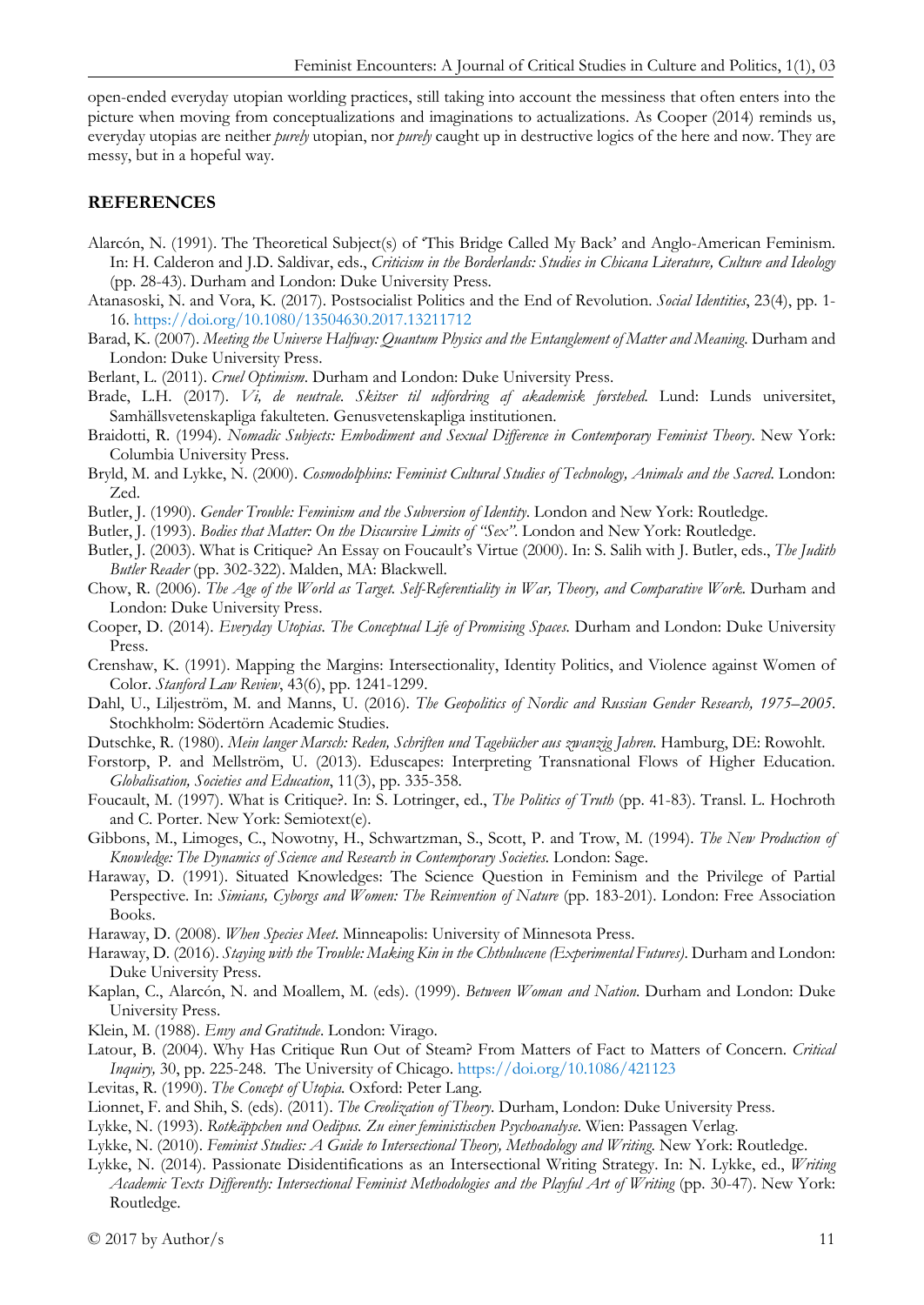open-ended everyday utopian worlding practices, still taking into account the messiness that often enters into the picture when moving from conceptualizations and imaginations to actualizations. As Cooper (2014) reminds us, everyday utopias are neither *purely* utopian, nor *purely* caught up in destructive logics of the here and now. They are messy, but in a hopeful way.

## REFERENCES

Alarcón, N. (1991). The Theoretical Subject(s) of 'This Bridge Called My Back' and Anglo-American Feminism. In: H. Calderon and J.D. Saldivar, eds., *Criticism in the Borderlands: Studies in Chicana Literature, Culture and Ideology* (pp. 28-43). Durham and London: Duke University Press.

Atanasoski, N. and Vora, K. (2017). Postsocialist Politics and the End of Revolution. *Social Identities*, 23(4), pp. 1-16. https://doi.org/10.1080/13504630.2017.13211712

Barad, K. (2007). *Meeting the Universe Halfway: Quantum Physics and the Entanglement of Matter and Meaning*. Durham and London: Duke University Press.

Berlant, L. (2011). *Cruel Optimism*. Durham and London: Duke University Press.

Brade, L.H. (2017). *Vi, de neutrale. Skitser til udfordring af akademisk forstehed*. Lund: Lunds universitet, Samhällsvetenskapliga fakulteten. Genusvetenskapliga institutionen.

Braidotti, R. (1994). *Nomadic Subjects: Embodiment and Sexual Difference in Contemporary Feminist Theory*. New York: Columbia University Press.

Bryld, M. and Lykke, N. (2000). *Cosmodolphins: Feminist Cultural Studies of Technology, Animals and the Sacred*. London: Zed.

Butler, J. (1990). *Gender Trouble: Feminism and the Subversion of Identity*. London and New York: Routledge.

Butler, J. (1993). *Bodies that Matter: On the Discursive Limits of "Sex"*. London and New York: Routledge.

Butler, J. (2003). What is Critique? An Essay on Foucault's Virtue (2000). In: S. Salih with J. Butler, eds., *The Judith Butler Reader* (pp. 302-322). Malden, MA: Blackwell.

Chow, R. (2006). *The Age of the World as Target. Self-Referentiality in War, Theory, and Comparative Work*. Durham and London: Duke University Press.

Cooper, D. (2014). *Everyday Utopias. The Conceptual Life of Promising Spaces*. Durham and London: Duke University Press.

Crenshaw, K. (1991). Mapping the Margins: Intersectionality, Identity Politics, and Violence against Women of Color. *Stanford Law Review*, 43(6), pp. 1241-1299.

Dahl, U., Liljeström, M. and Manns, U. (2016). *The Geopolitics of Nordic and Russian Gender Research, 1975–2005*. Stochkholm: Södertörn Academic Studies.

Dutschke, R. (1980). *Mein langer Marsch: Reden, Schriften und Tagebücher aus zwanzig Jahren*. Hamburg, DE: Rowohlt.

Forstorp, P. and Mellström, U. (2013). Eduscapes: Interpreting Transnational Flows of Higher Education. *Globalisation, Societies and Education*, 11(3), pp. 335-358.

Foucault, M. (1997). What is Critique?. In: S. Lotringer, ed., *The Politics of Truth* (pp. 41-83). Transl. L. Hochroth and C. Porter. New York: Semiotext(e).

Gibbons, M., Limoges, C., Nowotny, H., Schwartzman, S., Scott, P. and Trow, M. (1994). *The New Production of Knowledge: The Dynamics of Science and Research in Contemporary Societies*. London: Sage.

Haraway, D. (1991). Situated Knowledges: The Science Question in Feminism and the Privilege of Partial Perspective. In: *Simians, Cyborgs and Women: The Reinvention of Nature* (pp. 183-201). London: Free Association Books.

Haraway, D. (2008). *When Species Meet*. Minneapolis: University of Minnesota Press.

Haraway, D. (2016). *Staying with the Trouble: Making Kin in the Chthulucene (Experimental Futures)*. Durham and London: Duke University Press.

Kaplan, C., Alarcón, N. and Moallem, M. (eds). (1999). *Between Woman and Nation*. Durham and London: Duke University Press.

Klein, M. (1988). *Envy and Gratitude*. London: Virago.

Latour, B. (2004). Why Has Critique Run Out of Steam? From Matters of Fact to Matters of Concern. *Critical Inquiry,* 30, pp. 225-248. The University of Chicago. https://doi.org/10.1086/421123

Levitas, R. (1990). *The Concept of Utopia*. Oxford: Peter Lang.

Lionnet, F. and Shih, S. (eds). (2011). *The Creolization of Theory*. Durham, London: Duke University Press.

Lykke, N. (1993). *Rotkäppchen und Oedipus. Zu einer feministischen Psychoanalyse*. Wien: Passagen Verlag.

Lykke, N. (2010). *Feminist Studies: A Guide to Intersectional Theory, Methodology and Writing*. New York: Routledge.

Lykke, N. (2014). Passionate Disidentifications as an Intersectional Writing Strategy. In: N. Lykke, ed., *Writing Academic Texts Differently: Intersectional Feminist Methodologies and the Playful Art of Writing* (pp. 30-47). New York: Routledge.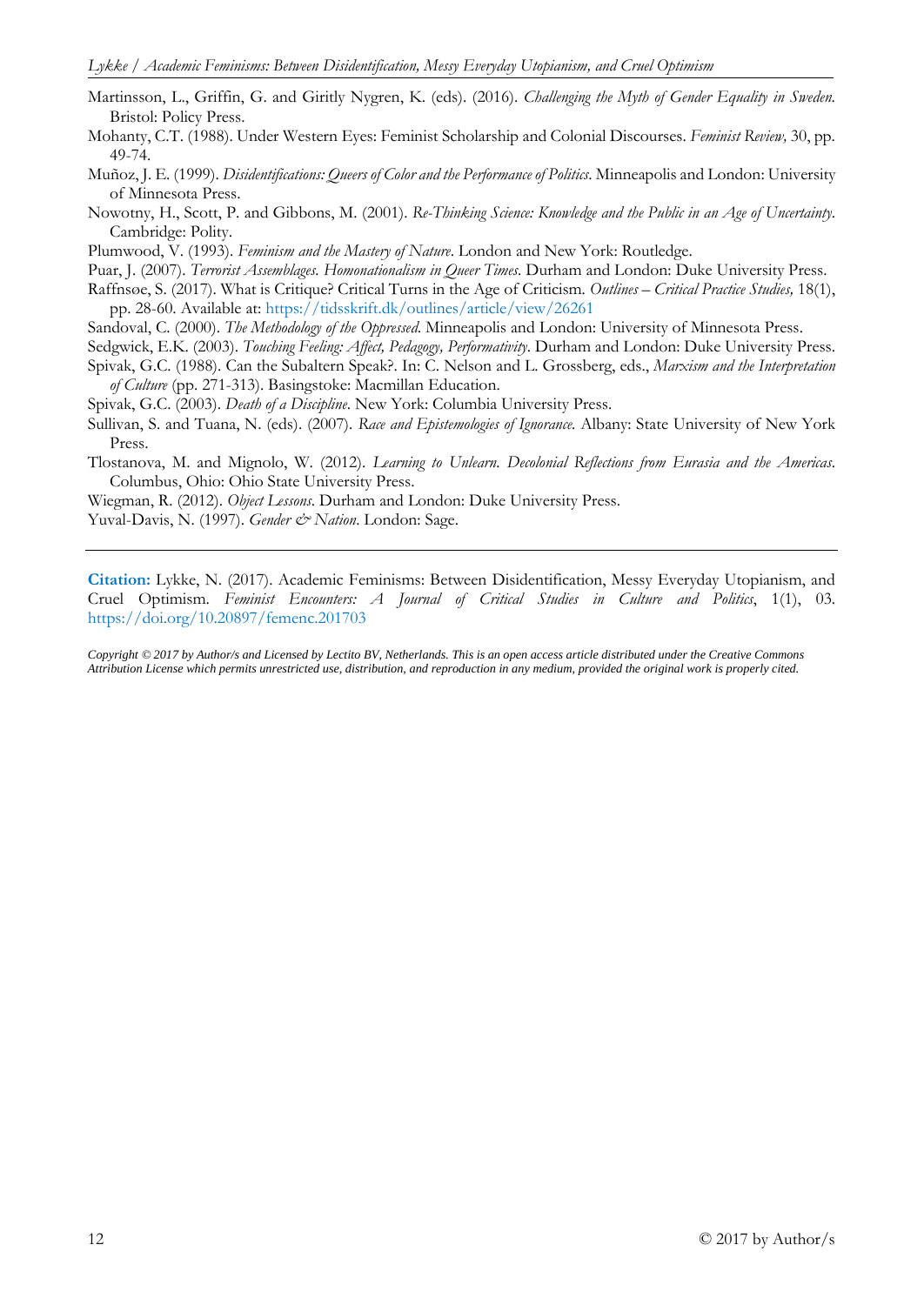Martinsson, L., Griffin, G. and Giritly Nygren, K. (eds). (2016). *Challenging the Myth of Gender Equality in Sweden.* Bristol: Policy Press.

Mohanty, C.T. (1988). Under Western Eyes: Feminist Scholarship and Colonial Discourses. *Feminist Review,* 30, pp. 49-74.

Muñoz, J. E. (1999). *Disidentifications: Queers of Color and the Performance of Politics*. Minneapolis and London: University of Minnesota Press.

Nowotny, H., Scott, P. and Gibbons, M. (2001). *Re-Thinking Science: Knowledge and the Public in an Age of Uncertainty.* Cambridge: Polity.

Plumwood, V. (1993). *Feminism and the Mastery of Nature*. London and New York: Routledge.

Puar, J. (2007). *Terrorist Assemblages. Homonationalism in Queer Times*. Durham and London: Duke University Press.

Raffnsøe, S. (2017). What is Critique? Critical Turns in the Age of Criticism. *Outlines – Critical Practice Studies,* 18(1), pp. 28-60. Available at: https://tidsskrift.dk/outlines/article/view/26261

Sandoval, C. (2000). *The Methodology of the Oppressed.* Minneapolis and London: University of Minnesota Press.

Sedgwick, E.K. (2003). *Touching Feeling: Affect, Pedagogy, Performativity*. Durham and London: Duke University Press.

Spivak, G.C. (1988). Can the Subaltern Speak?. In: C. Nelson and L. Grossberg, eds., *Marxism and the Interpretation of Culture* (pp. 271-313). Basingstoke: Macmillan Education.

Spivak, G.C. (2003). *Death of a Discipline*. New York: Columbia University Press.

Sullivan, S. and Tuana, N. (eds). (2007). *Race and Epistemologies of Ignorance.* Albany: State University of New York Press.

Tlostanova, M. and Mignolo, W. (2012). *Learning to Unlearn. Decolonial Reflections from Eurasia and the Americas*. Columbus, Ohio: Ohio State University Press.

Wiegman, R. (2012). *Object Lessons*. Durham and London: Duke University Press.

Yuval-Davis, N. (1997). *Gender & Nation*. London: Sage.

---

**Citation:** Lykke, N. (2017). Academic Feminisms: Between Disidentification, Messy Everyday Utopianism, and Cruel Optimism. *Feminist Encounters: A Journal of Critical Studies in Culture and Politics*, 1(1), 03. https://doi.org/10.20897/femenc.201703

*Copyright © 2017 by Author/s and Licensed by Lectito BV, Netherlands. This is an open access article distributed under the Creative Commons Attribution License which permits unrestricted use, distribution, and reproduction in any medium, provided the original work is properly cited.*